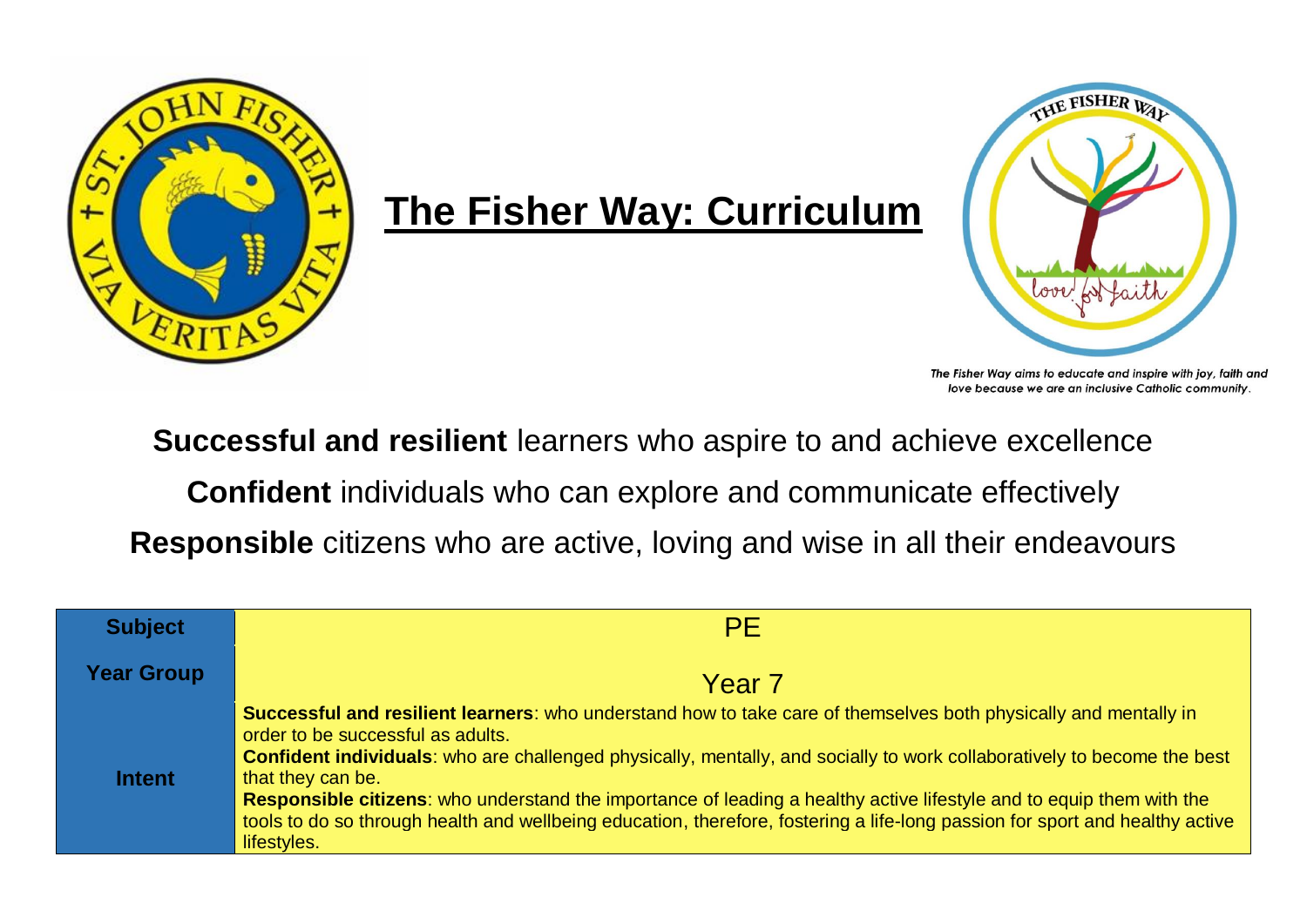# The Fisher Way: Curriculum

*The Fisher Way aims to educate and inspire with joy, faith and love because we are an inclusive Catholic community.*

**Successful and resilient** learners who aspire to and achieve excellence

**Confident** individuals who can explore and communicate effectively

**Responsible** citizens who are active, loving and wise in all their endeavours

| **Subject** | PE |
|---|---|
| **Year Group** | Year 7 |
| **Intent** | **Successful and resilient learners**: who understand how to take care of themselves both physically and mentally in order to be successful as adults.<br>**Confident individuals**: who are challenged physically, mentally, and socially to work collaboratively to become the best that they can be.<br>**Responsible citizens**: who understand the importance of leading a healthy active lifestyle and to equip them with the tools to do so through health and wellbeing education, therefore, fostering a life-long passion for sport and healthy active lifestyles. |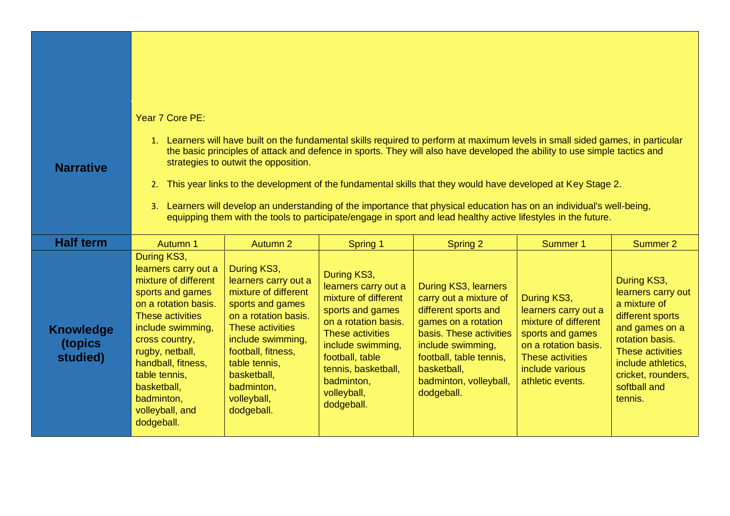| | | | | | | |
|---|---|---|---|---|---|---|
| **Narrative** | Year 7 Core PE:<br><br>1. Learners will have built on the fundamental skills required to perform at maximum levels in small sided games, in particular the basic principles of attack and defence in sports. They will also have developed the ability to use simple tactics and strategies to outwit the opposition.<br>2. This year links to the development of the fundamental skills that they would have developed at Key Stage 2.<br>3. Learners will develop an understanding of the importance that physical education has on an individual's well-being, equipping them with the tools to participate/engage in sport and lead healthy active lifestyles in the future. | | | | | |
| **Half term** | Autumn 1 | Autumn 2 | Spring 1 | Spring 2 | Summer 1 | Summer 2 |
| **Knowledge (topics studied)** | During KS3, learners carry out a mixture of different sports and games on a rotation basis. These activities include swimming, cross country, rugby, netball, handball, fitness, table tennis, basketball, badminton, volleyball, and dodgeball. | During KS3, learners carry out a mixture of different sports and games on a rotation basis. These activities include swimming, football, fitness, table tennis, basketball, badminton, volleyball, dodgeball. | During KS3, learners carry out a mixture of different sports and games on a rotation basis. These activities include swimming, football, table tennis, basketball, badminton, volleyball, dodgeball. | During KS3, learners carry out a mixture of different sports and games on a rotation basis. These activities include swimming, football, table tennis, basketball, badminton, volleyball, dodgeball. | During KS3, learners carry out a mixture of different sports and games on a rotation basis. These activities include various athletic events. | During KS3, learners carry out a mixture of different sports and games on a rotation basis. These activities include athletics, cricket, rounders, softball and tennis. |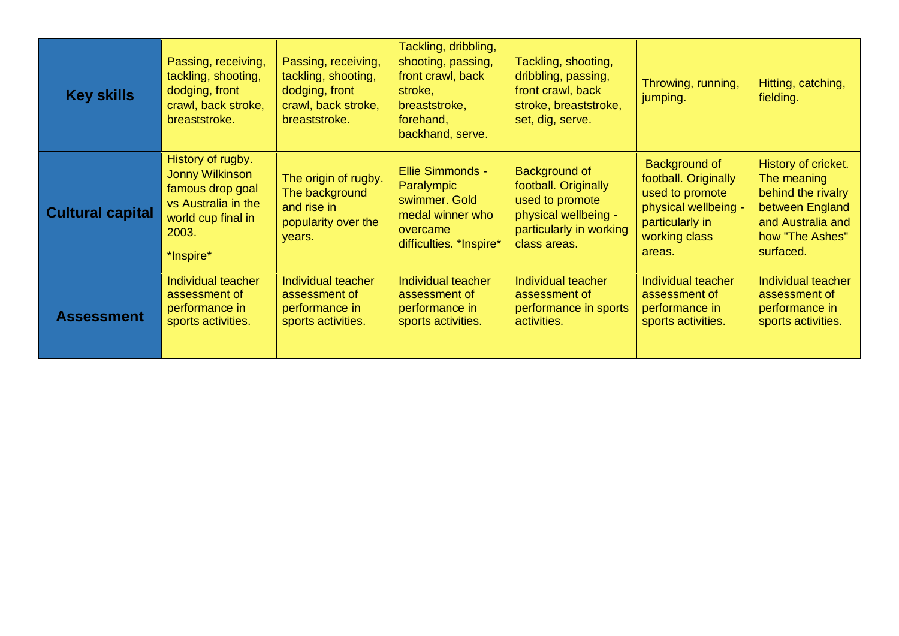| | | | | | | |
|---|---|---|---|---|---|---|
| **Key skills** | Passing, receiving, tackling, shooting, dodging, front crawl, back stroke, breaststroke. | Passing, receiving, tackling, shooting, dodging, front crawl, back stroke, breaststroke. | Tackling, dribbling, shooting, passing, front crawl, back stroke, breaststroke, forehand, backhand, serve. | Tackling, shooting, dribbling, passing, front crawl, back stroke, breaststroke, set, dig, serve. | Throwing, running, jumping. | Hitting, catching, fielding. |
| **Cultural capital** | History of rugby. Jonny Wilkinson famous drop goal vs Australia in the world cup final in 2003. *Inspire* | The origin of rugby. The background and rise in popularity over the years. | Ellie Simmonds - Paralympic swimmer. Gold medal winner who overcame difficulties. *Inspire* | Background of football. Originally used to promote physical wellbeing - particularly in working class areas. | Background of football. Originally used to promote physical wellbeing - particularly in working class areas. | History of cricket. The meaning behind the rivalry between England and Australia and how "The Ashes" surfaced. |
| **Assessment** | Individual teacher assessment of performance in sports activities. | Individual teacher assessment of performance in sports activities. | Individual teacher assessment of performance in sports activities. | Individual teacher assessment of performance in sports activities. | Individual teacher assessment of performance in sports activities. | Individual teacher assessment of performance in sports activities. |